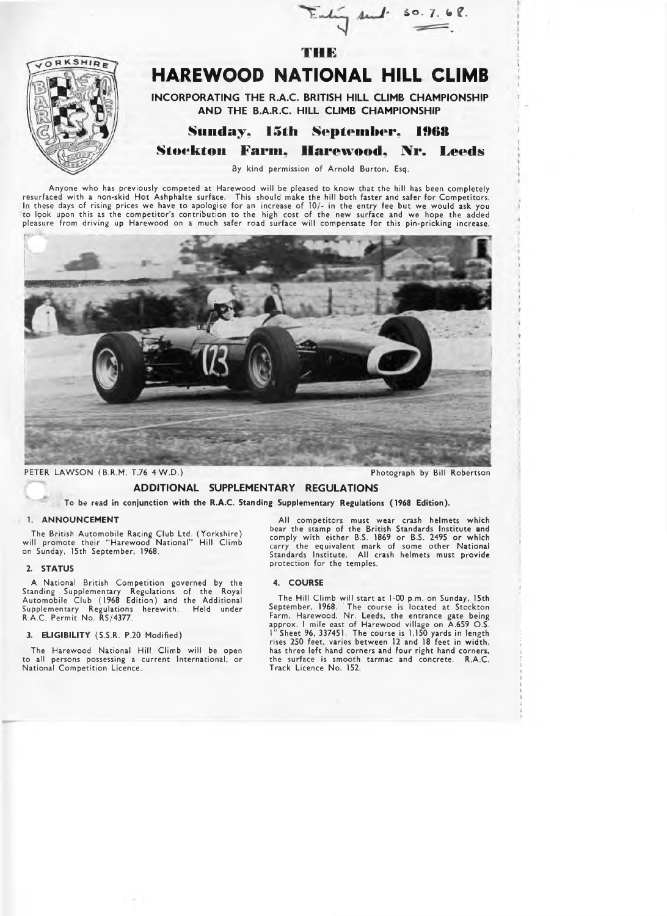Entry sent 30.7.68.

# THE

# HAREWOOD NATIONAL HILL CLIMB

**INCORPORATING THE R.A.C. BRITISH HILL CLIMB CHAMPIONSHIP AND THE B.A.R.C. HILL CLIMB CHAMPIONSHIP**

## Sunday, 15th September, 1968

## Stockton Farm, Harewood, Nr. Leeds

By kind permission of Arnold Burton, Esq.

Anyone who has previously competed at Harewood will be pleased to know that the hill has been completely resurfaced with a non-skid Hot Ashphalte surface. This should make the hill both faster and safer for Competitors. In these days of rising prices we have to apologise for an increase of 10/- in the entry fee but we would ask you to look upon this as the competitor's contribution to the high cost of the new surface and we hope the added pleasure from driving up Harewood on a much safer road surface will compensate for this pin-pricking increase.

PETER LAWSON (B.R.M. T.76 4 W.D.) Photograph by Bill Robertson

## ADDITIONAL SUPPLEMENTARY REGULATIONS

To be read in conjunction with the R.A.C. Standing Supplementary Regulations (1968 Edition).

### 1. ANNOUNCEMENT

The British Automobile Racing Club Ltd. (Yorkshire) will promote their "Harewood National" Hill Climb on Sunday, 15th September, 1968.

### 2. STATUS

A National British Competition governed by the Standing Supplementary Regulations of the Royal Automobile Club (1968 Edition) and the Additional Supplementary Regulations herewith. Held under R.A.C. Permit No. RS/4377.

### 3. ELIGIBILITY (S.S.R. P.20 Modified)

The Harewood National Hill Climb will be open to all persons possessing a current International, or National Competition Licence.

All competitors must wear crash helmets which bear the stamp of the British Standards Institute and comply with either B.S. 1869 or B.S. 2495 or which carry the equivalent mark of some other National Standards Institute. All crash helmets must provide protection for the temples.

### 4. COURSE

The Hill Climb will start at 1-00 p.m. on Sunday, 15th September, 1968. The course is located at Stockton Farm, Harewood, Nr. Leeds, the entrance gate being approx. 1 mile east of Harewood village on A.659 O.S. 1" Sheet 96, 337451. The course is 1,150 yards in length rises 250 feet, varies between 12 and 18 feet in width, has three left hand corners and four right hand corners, the surface is smooth tarmac and concrete. R.A.C. Track Licence No. 152.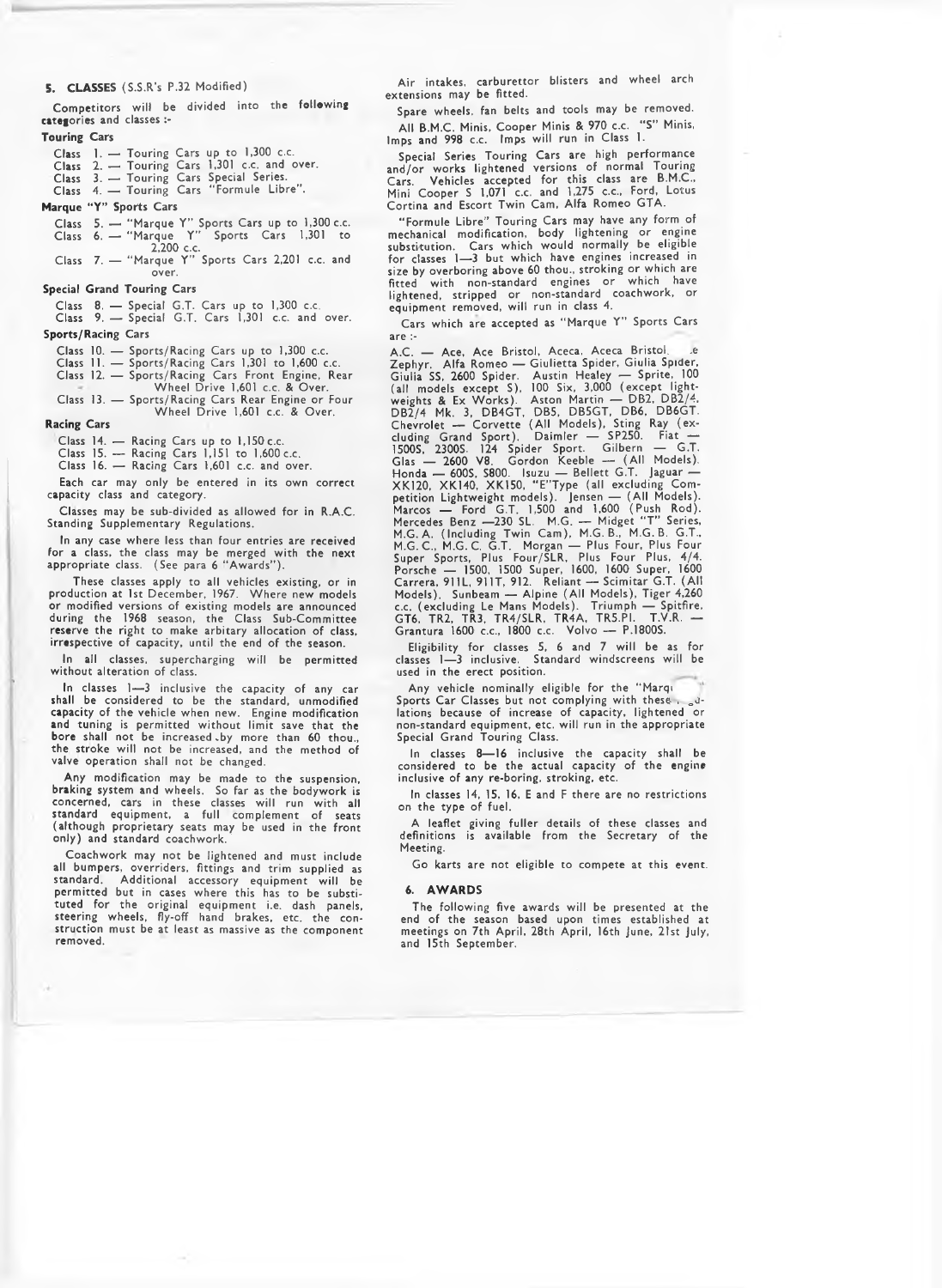## 5. CLASSES (S.S.R's P.32 Modified)

Competitors will be divided into the following categories and classes :-

**Touring Cars**

Class 1. — Touring Cars up to 1,300 c.c.
Class 2. — Touring Cars 1,301 c.c. and over.
Class 3. — Touring Cars Special Series.
Class 4. — Touring Cars "Formule Libre".

**Marque "Y" Sports Cars**

Class 5. — "Marque Y" Sports Cars up to 1,300 c.c.
Class 6. — "Marque Y" Sports Cars 1,301 to 2,200 c.c.
Class 7. — "Marque Y" Sports Cars 2,201 c.c. and over.

**Special Grand Touring Cars**

Class 8. — Special G.T. Cars up to 1,300 c.c.
Class 9. — Special G.T. Cars 1,301 c.c. and over.

**Sports/Racing Cars**

Class 10. — Sports/Racing Cars up to 1,300 c.c.
Class 11. — Sports/Racing Cars 1,301 to 1,600 c.c.
Class 12. — Sports/Racing Cars Front Engine, Rear Wheel Drive 1,601 c.c. & Over.
Class 13. — Sports/Racing Cars Rear Engine or Four Wheel Drive 1,601 c.c. & Over.

**Racing Cars**

Class 14. — Racing Cars up to 1,150 c.c.
Class 15. — Racing Cars 1,151 to 1,600 c.c.
Class 16. — Racing Cars 1,601 c.c. and over.

Each car may only be entered in its own correct capacity class and category.

Classes may be sub-divided as allowed for in R.A.C. Standing Supplementary Regulations.

In any case where less than four entries are received for a class, the class may be merged with the next appropriate class. (See para 6 "Awards").

These classes apply to all vehicles existing, or in production at 1st December, 1967. Where new models or modified versions of existing models are announced during the 1968 season, the Class Sub-Committee reserve the right to make arbitary allocation of class, irrespective of capacity, until the end of the season.

In all classes, supercharging will be permitted without alteration of class.

In classes 1—3 inclusive the capacity of any car shall be considered to be the standard, unmodified capacity of the vehicle when new. Engine modification and tuning is permitted without limit save that the bore shall not be increased by more than 60 thou., the stroke will not be increased, and the method of valve operation shall not be changed.

Any modification may be made to the suspension, braking system and wheels. So far as the bodywork is concerned, cars in these classes will run with all standard equipment, a full complement of seats (although proprietary seats may be used in the front only) and standard coachwork.

Coachwork may not be lightened and must include all bumpers, overriders, fittings and trim supplied as standard. Additional accessory equipment will be permitted but in cases where this has to be substituted for the original equipment i.e. dash panels, steering wheels, fly-off hand brakes, etc. the construction must be at least as massive as the component removed.

Air intakes, carburettor blisters and wheel arch extensions may be fitted.

Spare wheels, fan belts and tools may be removed.

All B.M.C. Minis, Cooper Minis & 970 c.c. "S" Minis, Imps and 998 c.c. Imps will run in Class 1.

Special Series Touring Cars are high performance and/or works lightened versions of normal Touring Cars. Vehicles accepted for this class are B.M.C., Mini Cooper S 1,071 c.c. and 1,275 c.c., Ford, Lotus Cortina and Escort Twin Cam, Alfa Romeo GTA.

"Formule Libre" Touring Cars may have any form of mechanical modification, body lightening or engine substitution. Cars which would normally be eligible for classes 1—3 but which have engines increased in size by overboring above 60 thou., stroking or which are fitted with non-standard engines or which have lightened, stripped or non-standard coachwork, or equipment removed, will run in class 4.

Cars which are accepted as "Marque Y" Sports Cars are :-

A.C. — Ace, Ace Bristol, Aceca, Aceca Bristol, .e Zephyr. Alfa Romeo — Giulietta Spider, Giulia Spider, Giulia SS, 2600 Spider. Austin Healey — Sprite, 100 (all models except S), 100 Six, 3,000 (except lightweights & Ex Works). Aston Martin — DB2, DB2/4, DB2/4 Mk. 3, DB4GT, DB5, DB5GT, DB6, DB6GT. Chevrolet — Corvette (All Models), Sting Ray (excluding Grand Sport). Daimler — SP250. Fiat — 1500S, 2300S. 124 Spider Sport. Gilbern — G.T. Glas — 2600 V8. Gordon Keeble — (All Models). Honda — 600S, S800. Isuzu — Bellett G.T. Jaguar — XK120, XK140, XK150, "E"Type (all excluding Competition Lightweight models). Jensen — (All Models). Marcos — Ford G.T. 1,500 and 1,600 (Push Rod). Mercedes Benz —230 SL. M.G. — Midget "T" Series, M.G. A. (Including Twin Cam), M.G. B., M.G. B. G.T., M.G. C., M.G. C. G.T. Morgan — Plus Four, Plus Four Super Sports, Plus Four/SLR, Plus Four Plus, 4/4. Porsche — 1500, 1500 Super, 1600, 1600 Super, 1600 Carrera, 911L, 911T, 912. Reliant — Scimitar G.T. (All Models). Sunbeam — Alpine (All Models), Tiger 4,260 c.c. (excluding Le Mans Models). Triumph — Spitfire, GT6, TR2, TR3, TR4/SLR, TR4A, TR5.PI. T.V.R. — Grantura 1600 c.c., 1800 c.c. Volvo — P.1800S.

Eligibility for classes 5, 6 and 7 will be as for classes 1—3 inclusive. Standard windscreens will be used in the erect position.

Any vehicle nominally eligible for the "Marque Y" Sports Car Classes but not complying with these regulations because of increase of capacity, lightened or non-standard equipment, etc. will run in the appropriate Special Grand Touring Class.

In classes 8—16 inclusive the capacity shall be considered to be the actual capacity of the engine inclusive of any re-boring, stroking, etc.

In classes 14, 15, 16, E and F there are no restrictions on the type of fuel.

A leaflet giving fuller details of these classes and definitions is available from the Secretary of the Meeting.

Go karts are not eligible to compete at this event.

## 6. AWARDS

The following five awards will be presented at the end of the season based upon times established at meetings on 7th April, 28th April, 16th June, 21st July, and 15th September.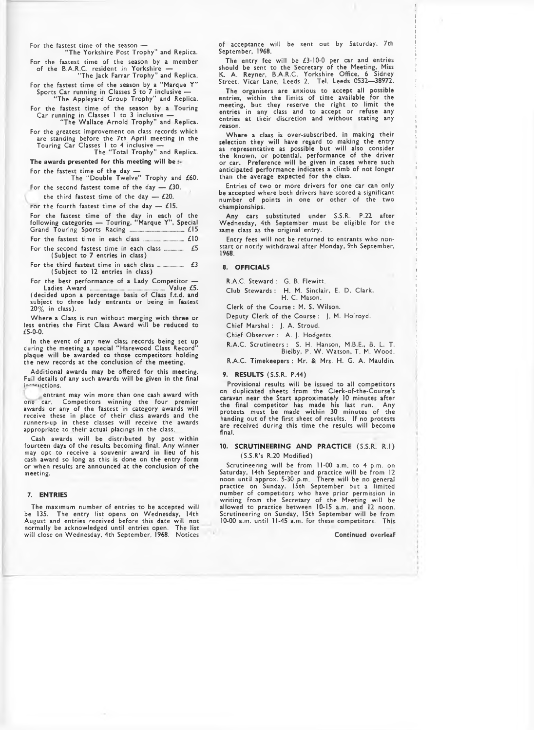For the fastest time of the season —
"The Yorkshire Post Trophy" and Replica.

For the fastest time of the season by a member of the B.A.R.C. resident in Yorkshire —
"The Jack Farrar Trophy" and Replica.

For the fastest time of the season by a "Marque Y" Sports Car running in Classes 5 to 7 inclusive —
"The Appleyard Group Trophy" and Replica.

For the fastest time of the season by a Touring Car running in Classes 1 to 3 inclusive —
"The Wallace Arnold Trophy" and Replica.

For the greatest improvement on class records which are standing before the 7th April meeting in the Touring Car Classes 1 to 4 inclusive —
The "Total Trophy" and Replica.

**The awards presented for this meeting will be :-**

For the fastest time of the day —
The "Double Twelve" Trophy and £60.

For the second fastest tome of the day — £30.

For the third fastest time of the day — £20.

For the fourth fastest time of the day — £15.

For the fastest time of the day in each of the following categories — Touring, "Marque Y", Special Grand Touring Sports Racing .......... £15

For the fastest time in each class .......... £10

For the second fastest time in each class .......... £5
(Subject to 7 entries in class)

For the third fastest time in each class .......... £3
(Subject to 12 entries in class)

For the best performance of a Lady Competitor — Ladies Award .......... Value £5.
(decided upon a percentage basis of Class f.t.d. and subject to three lady entrants or being in fastest 20% in class).

Where a Class is run without merging with three or less entries the First Class Award will be reduced to £5-0-0.

In the event of any new class records being set up during the meeting a special "Harewood Class Record" plaque will be awarded to those competitors holding the new records at the conclusion of the meeting.

Additional awards may be offered for this meeting. Full details of any such awards will be given in the final instructions.

entrant may win more than one cash award with one car. Competitors winning the four premier awards or any of the fastest in category awards will receive these in place of their class awards and the runners-up in these classes will receive the awards appropriate to their actual placings in the class.

Cash awards will be distributed by post within fourteen days of the results becoming final. Any winner may opt to receive a souvenir award in lieu of his cash award so long as this is done on the entry form or when results are announced at the conclusion of the meeting.

## 7. ENTRIES

The maximum number of entries to be accepted will be 135. The entry list opens on Wednesday, 14th August and entries received before this date will not normally be acknowledged until entries open. The list will close on Wednesday, 4th September, 1968. Notices of acceptance will be sent out by Saturday, 7th September, 1968.

The entry fee will be £3-10-0 per car and entries should be sent to the Secretary of the Meeting, Miss K. A. Reyner, B.A.R.C. Yorkshire Office, 6 Sidney Street, Vicar Lane, Leeds 2. Tel. Leeds 0532—38972.

The organisers are anxious to accept all possible entries, within the limits of time available for the meeting, but they reserve the right to limit the entries in any class and to accept or refuse any entries at their discretion and without stating any reason.

Where a class is over-subscribed, in making their selection they will have regard to making the entry as representative as possible but will also consider the known, or potential, performance of the driver or car. Preference will be given in cases where such anticipated performance indicates a climb of not longer than the average expected for the class.

Entries of two or more drivers for one car can only be accepted where both drivers have scored a significant number of points in one or other of the two championships.

Any cars substituted under S.S.R. P.22 after Wednesday, 4th September must be eligible for the same class as the original entry.

Entry fees will not be returned to entrants who non-start or notify withdrawal after Monday, 9th September, 1968.

## 8. OFFICIALS

R.A.C. Steward : G. B. Flewitt.

Club Stewards : H. M. Sinclair, E. D. Clark, H. C. Mason.

Clerk of the Course : M. S. Wilson.

Deputy Clerk of the Course : J. M. Holroyd.

Chief Marshal : J. A. Stroud.

Chief Observer : A. J. Hodgetts.

R.A.C. Scrutineers : S. H. Hanson, M.B.E., B. L. T. Bielby, P. W. Watson, T. M. Wood.

R.A.C. Timekeepers : Mr. & Mrs. H. G. A. Mauldin.

## 9. RESULTS (S.S.R. P.44)

Provisional results will be issued to all competitors on duplicated sheets from the Clerk-of-the-Course's caravan near the Start approximately 10 minutes after the final competitor has made his last run. Any protests must be made within 30 minutes of the handing out of the first sheet of results. If no protests are received during this time the results will become final.

## 10. SCRUTINEERING AND PRACTICE (S.S.R. R.1)

(S.S.R's R.20 Modified)

Scrutineering will be from 11-00 a.m. to 4 p.m. on Saturday, 14th September and practice will be from 12 noon until approx. 5-30 p.m. There will be no general practice on Sunday, 15th September but a limited number of competitors who have prior permission in writing from the Secretary of the Meeting will be allowed to practice between 10-15 a.m. and 12 noon. Scrutineering on Sunday, 15th September will be from 10-00 a.m. until 11-45 a.m. for these competitors. This

**Continued overleaf**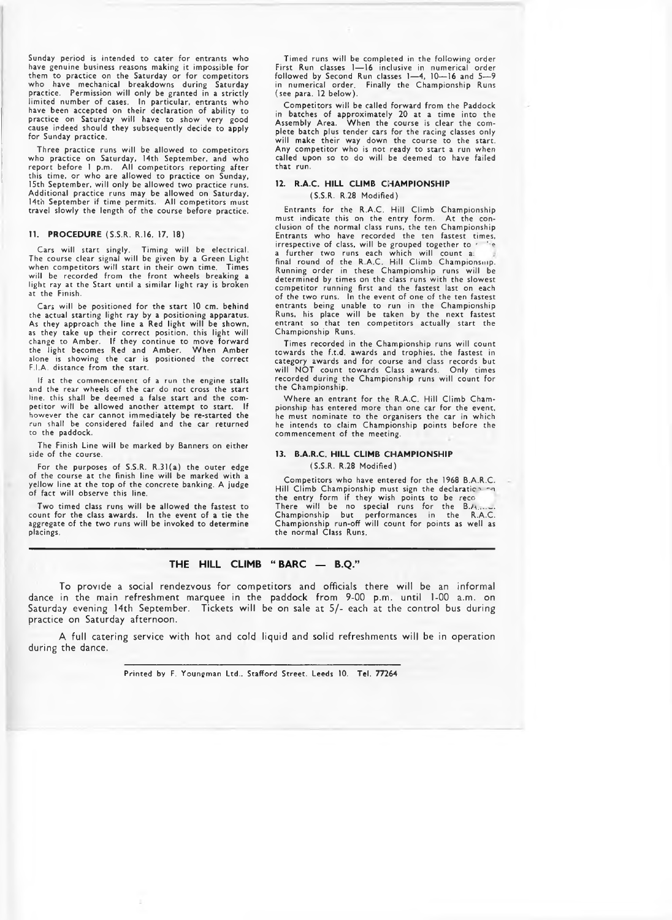Sunday period is intended to cater for entrants who have genuine business reasons making it impossible for them to practice on the Saturday or for competitors who have mechanical breakdowns during Saturday practice. Permission will only be granted in a strictly limited number of cases. In particular, entrants who have been accepted on their declaration of ability to practice on Saturday will have to show very good cause indeed should they subsequently decide to apply for Sunday practice.

Three practice runs will be allowed to competitors who practice on Saturday, 14th September, and who report before 1 p.m. All competitors reporting after this time, or who are allowed to practice on Sunday, 15th September, will only be allowed two practice runs. Additional practice runs may be allowed on Saturday, 14th September if time permits. All competitors must travel slowly the length of the course before practice.

### 11. PROCEDURE (S.S.R. R.16, 17, 18)

Cars will start singly. Timing will be electrical. The course clear signal will be given by a Green Light when competitors will start in their own time. Times will be recorded from the front wheels breaking a light ray at the Start until a similar light ray is broken at the Finish.

Cars will be positioned for the start 10 cm. behind the actual starting light ray by a positioning apparatus. As they approach the line a Red light will be shown, as they take up their correct position, this light will change to Amber. If they continue to move forward the light becomes Red and Amber. When Amber alone is showing the car is positioned the correct F.I.A. distance from the start.

If at the commencement of a run the engine stalls and the rear wheels of the car do not cross the start line, this shall be deemed a false start and the competitor will be allowed another attempt to start. If however the car cannot immediately be re-started the run shall be considered failed and the car returned to the paddock.

The Finish Line will be marked by Banners on either side of the course.

For the purposes of S.S.R. R.31(a) the outer edge of the course at the finish line will be marked with a yellow line at the top of the concrete banking. A judge of fact will observe this line.

Two timed class runs will be allowed the fastest to count for the class awards. In the event of a tie the aggregate of the two runs will be invoked to determine placings.

Timed runs will be completed in the following order First Run classes 1—16 inclusive in numerical order followed by Second Run classes 1—4, 10—16 and 5—9 in numerical order. Finally the Championship Runs (see para. 12 below).

Competitors will be called forward from the Paddock in batches of approximately 20 at a time into the Assembly Area. When the course is clear the complete batch plus tender cars for the racing classes only will make their way down the course to the start. Any competitor who is not ready to start a run when called upon so to do will be deemed to have failed that run.

### 12. R.A.C. HILL CLIMB CHAMPIONSHIP
(S.S.R. R.28 Modified)

Entrants for the R.A.C. Hill Climb Championship must indicate this on the entry form. At the conclusion of the normal class runs, the ten Championship Entrants who have recorded the ten fastest times, irrespective of class, will be grouped together to the a further two runs each which will count a final round of the R.A.C. Hill Climb Championship. Running order in these Championship runs will be determined by times on the class runs with the slowest competitor running first and the fastest last on each of the two runs. In the event of one of the ten fastest entrants being unable to run in the Championship Runs, his place will be taken by the next fastest entrant so that ten competitors actually start the Championship Runs.

Times recorded in the Championship runs will count towards the f.t.d. awards and trophies, the fastest in category awards and for course and class records but will NOT count towards Class awards. Only times recorded during the Championship runs will count for the Championship.

Where an entrant for the R.A.C. Hill Climb Championship has entered more than one car for the event, he must nominate to the organisers the car in which he intends to claim Championship points before the commencement of the meeting.

### 13. B.A.R.C. HILL CLIMB CHAMPIONSHIP
(S.S.R. R.28 Modified)

Competitors who have entered for the 1968 B.A.R.C. Hill Climb Championship must sign the declaration on the entry form if they wish points to be reco There will be no special runs for the B.A.R.C. Championship but performances in the R.A.C. Championship run-off will count for points as well as the normal Class Runs.

## THE HILL CLIMB "BARC — B.Q."

To provide a social rendezvous for competitors and officials there will be an informal dance in the main refreshment marquee in the paddock from 9-00 p.m. until 1-00 a.m. on Saturday evening 14th September. Tickets will be on sale at 5/- each at the control bus during practice on Saturday afternoon.

A full catering service with hot and cold liquid and solid refreshments will be in operation during the dance.

Printed by F. Youngman Ltd., Stafford Street, Leeds 10. Tel. 77264